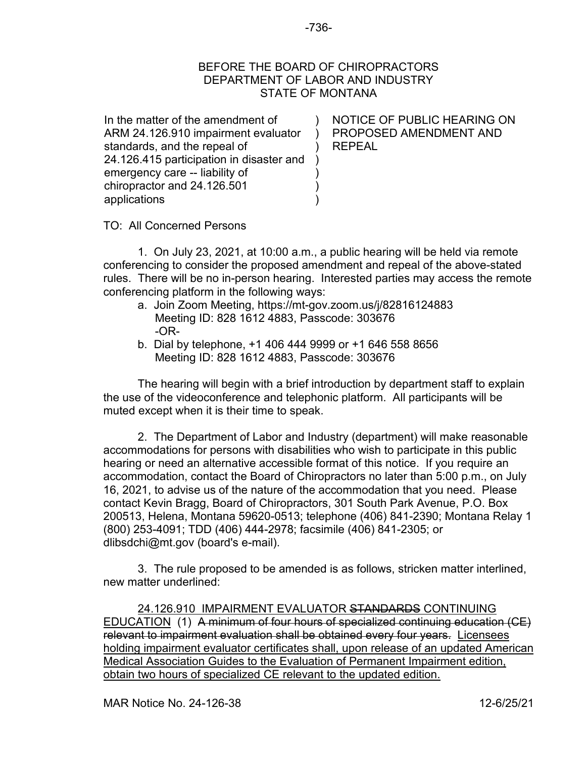BEFORE THE BOARD OF CHIROPRACTORS
DEPARTMENT OF LABOR AND INDUSTRY
STATE OF MONTANA

| In the matter of the amendment of ARM 24.126.910 impairment evaluator standards, and the repeal of 24.126.415 participation in disaster and emergency care -- liability of chiropractor and 24.126.501 applications | ) | NOTICE OF PUBLIC HEARING ON PROPOSED AMENDMENT AND REPEAL |
|---|---|---|

TO: All Concerned Persons

1. On July 23, 2021, at 10:00 a.m., a public hearing will be held via remote conferencing to consider the proposed amendment and repeal of the above-stated rules. There will be no in-person hearing. Interested parties may access the remote conferencing platform in the following ways:

   a. Join Zoom Meeting, https://mt-gov.zoom.us/j/82816124883
      Meeting ID: 828 1612 4883, Passcode: 303676
      -OR-
   b. Dial by telephone, +1 406 444 9999 or +1 646 558 8656
      Meeting ID: 828 1612 4883, Passcode: 303676

The hearing will begin with a brief introduction by department staff to explain the use of the videoconference and telephonic platform. All participants will be muted except when it is their time to speak.

2. The Department of Labor and Industry (department) will make reasonable accommodations for persons with disabilities who wish to participate in this public hearing or need an alternative accessible format of this notice. If you require an accommodation, contact the Board of Chiropractors no later than 5:00 p.m., on July 16, 2021, to advise us of the nature of the accommodation that you need. Please contact Kevin Bragg, Board of Chiropractors, 301 South Park Avenue, P.O. Box 200513, Helena, Montana 59620-0513; telephone (406) 841-2390; Montana Relay 1 (800) 253-4091; TDD (406) 444-2978; facsimile (406) 841-2305; or dlibsdchi@mt.gov (board's e-mail).

3. The rule proposed to be amended is as follows, stricken matter interlined, new matter underlined:

<u>24.126.910 IMPAIRMENT EVALUATOR</u> ~~STANDARDS~~ <u>CONTINUING EDUCATION</u> (1) ~~A minimum of four hours of specialized continuing education (CE) relevant to impairment evaluation shall be obtained every four years.~~ <u>Licensees holding impairment evaluator certificates shall, upon release of an updated American Medical Association Guides to the Evaluation of Permanent Impairment edition, obtain two hours of specialized CE relevant to the updated edition.</u>

MAR Notice No. 24-126-38 12-6/25/21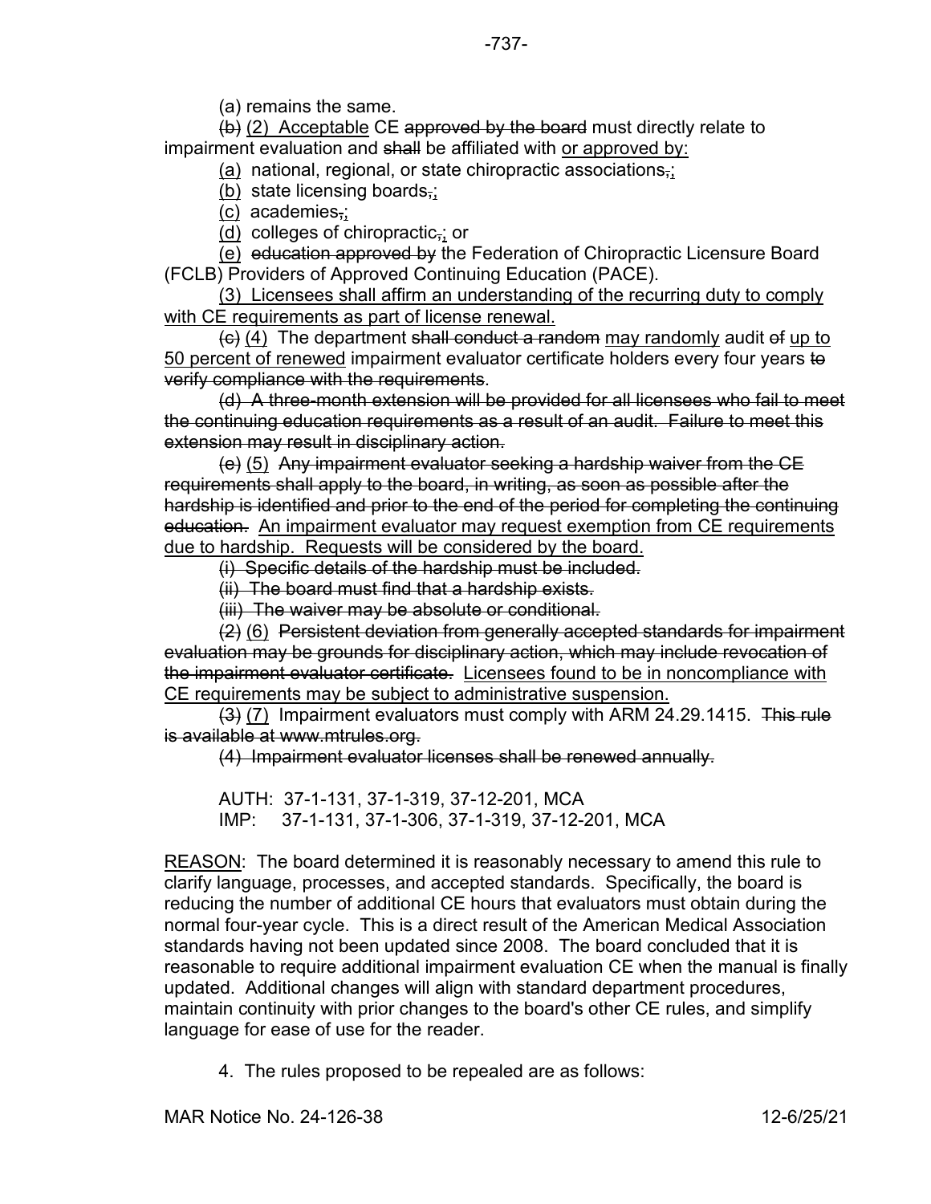(a) remains the same.

~~(b)~~ <u>(2)</u> <u>Acceptable</u> CE ~~approved by the board~~ must directly relate to impairment evaluation and ~~shall~~ be affiliated with <u>or approved by:</u>

<u>(a)</u> national, regional, or state chiropractic associations~~,~~<u>;</u>

<u>(b)</u> state licensing boards~~,~~<u>;</u>

<u>(c)</u> academies~~,~~<u>;</u>

<u>(d)</u> colleges of chiropractic~~,~~<u>;</u> or

<u>(e)</u> ~~education approved by~~ the Federation of Chiropractic Licensure Board (FCLB) Providers of Approved Continuing Education (PACE).

<u>(3) Licensees shall affirm an understanding of the recurring duty to comply with CE requirements as part of license renewal.</u>

~~(c)~~ <u>(4)</u> The department ~~shall conduct a random~~ <u>may randomly</u> audit ~~of~~ <u>up to 50 percent of renewed</u> impairment evaluator certificate holders every four years ~~to verify compliance with the requirements~~.

~~(d) A three-month extension will be provided for all licensees who fail to meet the continuing education requirements as a result of an audit. Failure to meet this extension may result in disciplinary action.~~

~~(e)~~ <u>(5)</u> ~~Any impairment evaluator seeking a hardship waiver from the CE requirements shall apply to the board, in writing, as soon as possible after the hardship is identified and prior to the end of the period for completing the continuing education.~~ <u>An impairment evaluator may request exemption from CE requirements due to hardship. Requests will be considered by the board.</u>

~~(i) Specific details of the hardship must be included.~~

~~(ii) The board must find that a hardship exists.~~

~~(iii) The waiver may be absolute or conditional.~~

~~(2)~~ <u>(6)</u> ~~Persistent deviation from generally accepted standards for impairment evaluation may be grounds for disciplinary action, which may include revocation of the impairment evaluator certificate.~~ <u>Licensees found to be in noncompliance with CE requirements may be subject to administrative suspension.</u>

~~(3)~~ <u>(7)</u> Impairment evaluators must comply with ARM 24.29.1415. ~~This rule is available at www.mtrules.org.~~

~~(4) Impairment evaluator licenses shall be renewed annually.~~

AUTH: 37-1-131, 37-1-319, 37-12-201, MCA
IMP: 37-1-131, 37-1-306, 37-1-319, 37-12-201, MCA

<u>REASON</u>: The board determined it is reasonably necessary to amend this rule to clarify language, processes, and accepted standards. Specifically, the board is reducing the number of additional CE hours that evaluators must obtain during the normal four-year cycle. This is a direct result of the American Medical Association standards having not been updated since 2008. The board concluded that it is reasonable to require additional impairment evaluation CE when the manual is finally updated. Additional changes will align with standard department procedures, maintain continuity with prior changes to the board's other CE rules, and simplify language for ease of use for the reader.

4. The rules proposed to be repealed are as follows: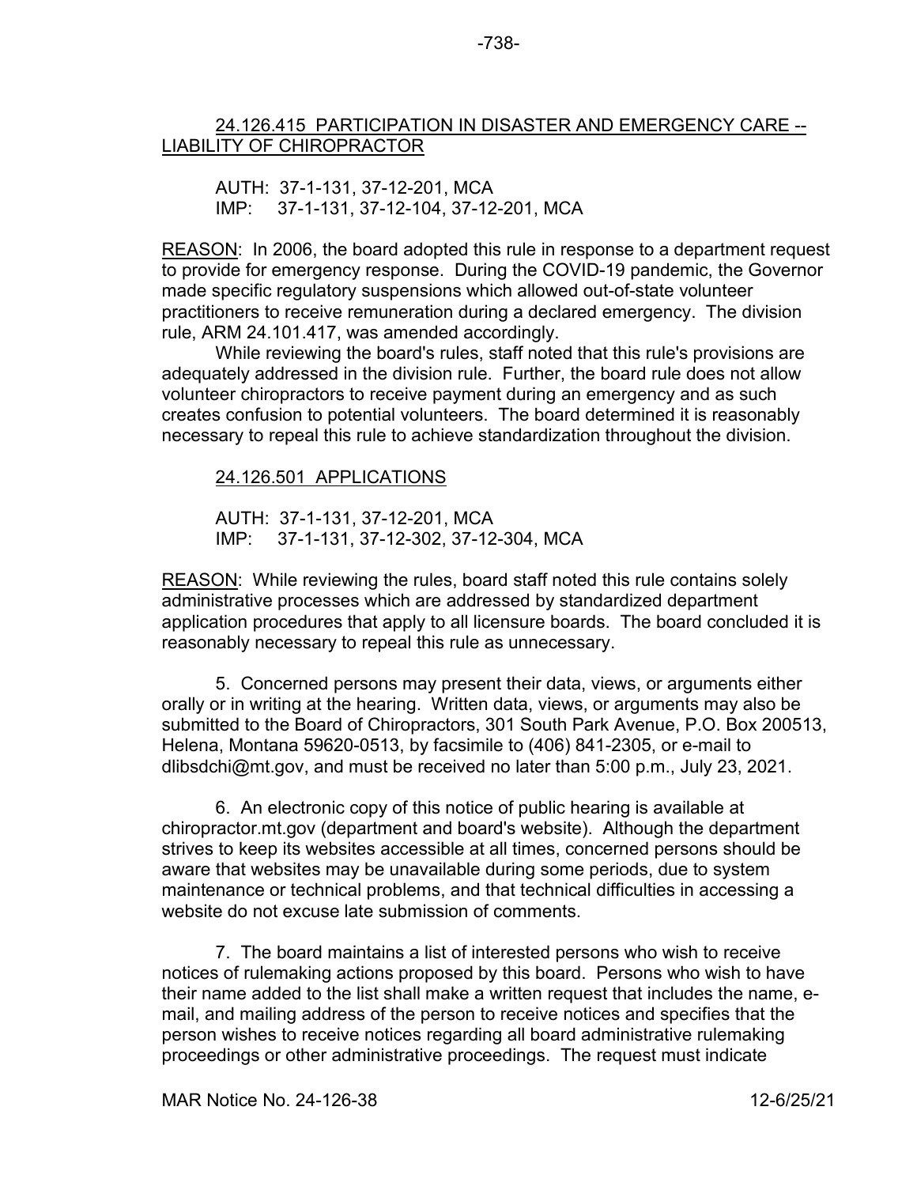24.126.415 PARTICIPATION IN DISASTER AND EMERGENCY CARE -- LIABILITY OF CHIROPRACTOR

AUTH: 37-1-131, 37-12-201, MCA
IMP: 37-1-131, 37-12-104, 37-12-201, MCA

REASON: In 2006, the board adopted this rule in response to a department request to provide for emergency response. During the COVID-19 pandemic, the Governor made specific regulatory suspensions which allowed out-of-state volunteer practitioners to receive remuneration during a declared emergency. The division rule, ARM 24.101.417, was amended accordingly.

While reviewing the board's rules, staff noted that this rule's provisions are adequately addressed in the division rule. Further, the board rule does not allow volunteer chiropractors to receive payment during an emergency and as such creates confusion to potential volunteers. The board determined it is reasonably necessary to repeal this rule to achieve standardization throughout the division.

24.126.501 APPLICATIONS

AUTH: 37-1-131, 37-12-201, MCA
IMP: 37-1-131, 37-12-302, 37-12-304, MCA

REASON: While reviewing the rules, board staff noted this rule contains solely administrative processes which are addressed by standardized department application procedures that apply to all licensure boards. The board concluded it is reasonably necessary to repeal this rule as unnecessary.

5. Concerned persons may present their data, views, or arguments either orally or in writing at the hearing. Written data, views, or arguments may also be submitted to the Board of Chiropractors, 301 South Park Avenue, P.O. Box 200513, Helena, Montana 59620-0513, by facsimile to (406) 841-2305, or e-mail to dlibsdchi@mt.gov, and must be received no later than 5:00 p.m., July 23, 2021.

6. An electronic copy of this notice of public hearing is available at chiropractor.mt.gov (department and board's website). Although the department strives to keep its websites accessible at all times, concerned persons should be aware that websites may be unavailable during some periods, due to system maintenance or technical problems, and that technical difficulties in accessing a website do not excuse late submission of comments.

7. The board maintains a list of interested persons who wish to receive notices of rulemaking actions proposed by this board. Persons who wish to have their name added to the list shall make a written request that includes the name, e-mail, and mailing address of the person to receive notices and specifies that the person wishes to receive notices regarding all board administrative rulemaking proceedings or other administrative proceedings. The request must indicate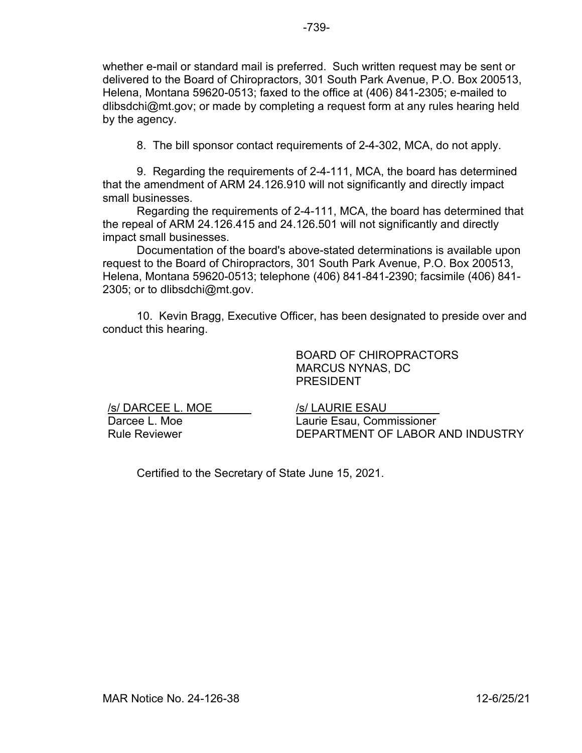whether e-mail or standard mail is preferred. Such written request may be sent or delivered to the Board of Chiropractors, 301 South Park Avenue, P.O. Box 200513, Helena, Montana 59620-0513; faxed to the office at (406) 841-2305; e-mailed to dlibsdchi@mt.gov; or made by completing a request form at any rules hearing held by the agency.

8. The bill sponsor contact requirements of 2-4-302, MCA, do not apply.

9. Regarding the requirements of 2-4-111, MCA, the board has determined that the amendment of ARM 24.126.910 will not significantly and directly impact small businesses.

Regarding the requirements of 2-4-111, MCA, the board has determined that the repeal of ARM 24.126.415 and 24.126.501 will not significantly and directly impact small businesses.

Documentation of the board's above-stated determinations is available upon request to the Board of Chiropractors, 301 South Park Avenue, P.O. Box 200513, Helena, Montana 59620-0513; telephone (406) 841-841-2390; facsimile (406) 841-2305; or to dlibsdchi@mt.gov.

10. Kevin Bragg, Executive Officer, has been designated to preside over and conduct this hearing.

BOARD OF CHIROPRACTORS
MARCUS NYNAS, DC
PRESIDENT

/s/ DARCEE L. MOE
Darcee L. Moe
Rule Reviewer

/s/ LAURIE ESAU
Laurie Esau, Commissioner
DEPARTMENT OF LABOR AND INDUSTRY

Certified to the Secretary of State June 15, 2021.